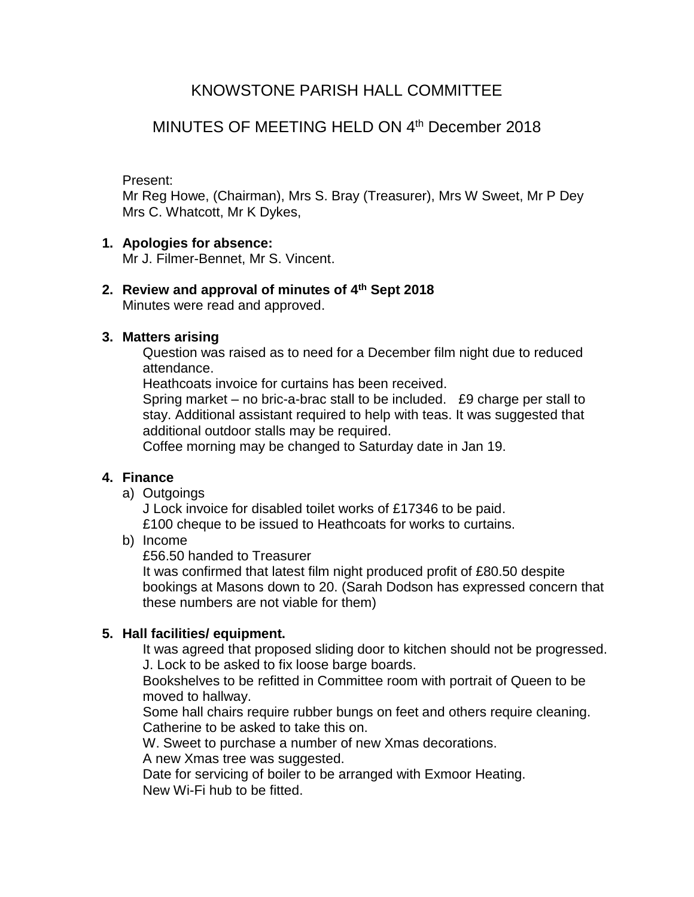# KNOWSTONE PARISH HALL COMMITTEE

## MINUTES OF MEETING HELD ON 4th December 2018

Present:
Mr Reg Howe, (Chairman), Mrs S. Bray (Treasurer), Mrs W Sweet, Mr P Dey
Mrs C. Whatcott, Mr K Dykes,

1. **Apologies for absence:**
   Mr J. Filmer-Bennet, Mr S. Vincent.

2. **Review and approval of minutes of 4th Sept 2018**
   Minutes were read and approved.

3. **Matters arising**
   Question was raised as to need for a December film night due to reduced attendance.
   Heathcoats invoice for curtains has been received.
   Spring market – no bric-a-brac stall to be included.   £9 charge per stall to stay. Additional assistant required to help with teas. It was suggested that additional outdoor stalls may be required.
   Coffee morning may be changed to Saturday date in Jan 19.

4. **Finance**
   a) Outgoings
      J Lock invoice for disabled toilet works of £17346 to be paid.
      £100 cheque to be issued to Heathcoats for works to curtains.
   b) Income
      £56.50 handed to Treasurer
      It was confirmed that latest film night produced profit of £80.50 despite bookings at Masons down to 20. (Sarah Dodson has expressed concern that these numbers are not viable for them)

5. **Hall facilities/ equipment.**
   It was agreed that proposed sliding door to kitchen should not be progressed.
   J. Lock to be asked to fix loose barge boards.
   Bookshelves to be refitted in Committee room with portrait of Queen to be moved to hallway.
   Some hall chairs require rubber bungs on feet and others require cleaning. Catherine to be asked to take this on.
   W. Sweet to purchase a number of new Xmas decorations.
   A new Xmas tree was suggested.
   Date for servicing of boiler to be arranged with Exmoor Heating.
   New Wi-Fi hub to be fitted.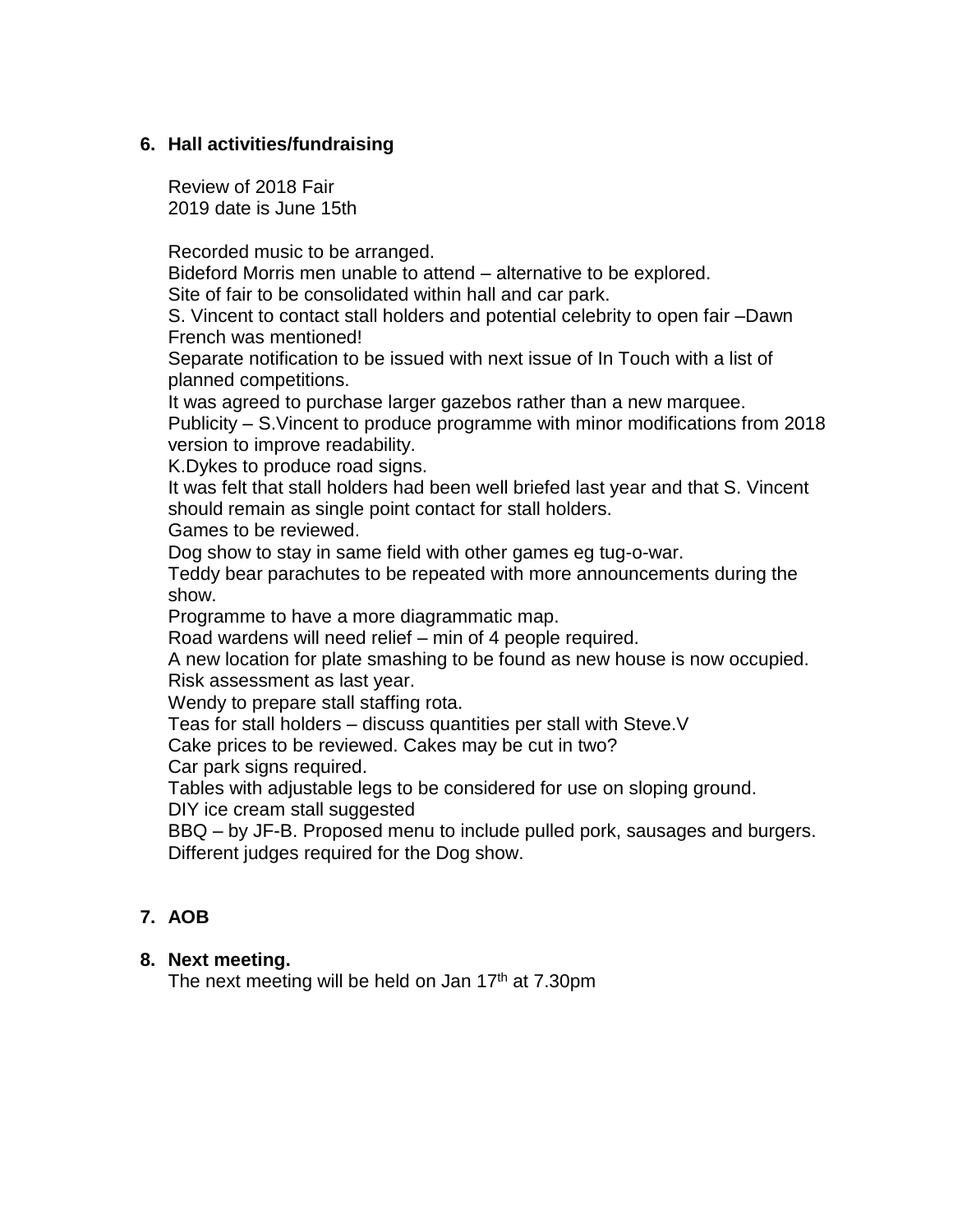6. **Hall activities/fundraising**

Review of 2018 Fair
2019 date is June 15th

Recorded music to be arranged.
Bideford Morris men unable to attend – alternative to be explored.
Site of fair to be consolidated within hall and car park.
S. Vincent to contact stall holders and potential celebrity to open fair –Dawn French was mentioned!
Separate notification to be issued with next issue of In Touch with a list of planned competitions.
It was agreed to purchase larger gazebos rather than a new marquee.
Publicity – S.Vincent to produce programme with minor modifications from 2018 version to improve readability.
K.Dykes to produce road signs.
It was felt that stall holders had been well briefed last year and that S. Vincent should remain as single point contact for stall holders.
Games to be reviewed.
Dog show to stay in same field with other games eg tug-o-war.
Teddy bear parachutes to be repeated with more announcements during the show.
Programme to have a more diagrammatic map.
Road wardens will need relief – min of 4 people required.
A new location for plate smashing to be found as new house is now occupied.
Risk assessment as last year.
Wendy to prepare stall staffing rota.
Teas for stall holders – discuss quantities per stall with Steve.V
Cake prices to be reviewed. Cakes may be cut in two?
Car park signs required.
Tables with adjustable legs to be considered for use on sloping ground.
DIY ice cream stall suggested
BBQ – by JF-B. Proposed menu to include pulled pork, sausages and burgers.
Different judges required for the Dog show.

7. **AOB**

8. **Next meeting.**
The next meeting will be held on Jan 17th at 7.30pm